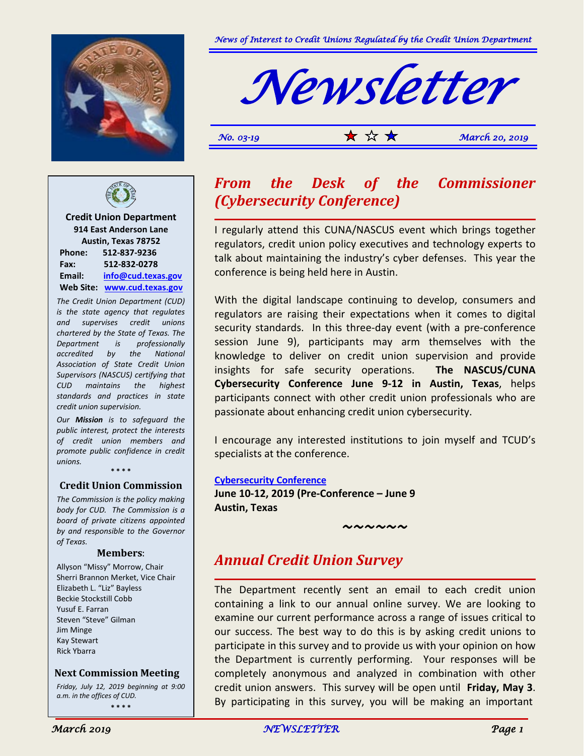*News of Interest to Credit Unions Regulated by the Credit Union Department*

# Newsletter

*No. 03-19* ★ ☆ ★ *March 20, 2019*

**Credit Union Department**
**914 East Anderson Lane**
**Austin, Texas 78752**

**Phone:** 512-837-9236
**Fax:** 512-832-0278
**Email:** info@cud.texas.gov
**Web Site:** www.cud.texas.gov

*The Credit Union Department (CUD) is the state agency that regulates and supervises credit unions chartered by the State of Texas. The Department is professionally accredited by the National Association of State Credit Union Supervisors (NASCUS) certifying that CUD maintains the highest standards and practices in state credit union supervision.*

*Our **Mission** is to safeguard the public interest, protect the interests of credit union members and promote public confidence in credit unions.*

\* \* \* \*

### Credit Union Commission

*The Commission is the policy making body for CUD. The Commission is a board of private citizens appointed by and responsible to the Governor of Texas.*

**Members**:

Allyson "Missy" Morrow, Chair
Sherri Brannon Merket, Vice Chair
Elizabeth L. "Liz" Bayless
Beckie Stockstill Cobb
Yusuf E. Farran
Steven "Steve" Gilman
Jim Minge
Kay Stewart
Rick Ybarra

### Next Commission Meeting

*Friday, July 12, 2019 beginning at 9:00 a.m. in the offices of CUD.*

\* \* \* \*

## *From the Desk of the Commissioner (Cybersecurity Conference)*

I regularly attend this CUNA/NASCUS event which brings together regulators, credit union policy executives and technology experts to talk about maintaining the industry's cyber defenses. This year the conference is being held here in Austin.

With the digital landscape continuing to develop, consumers and regulators are raising their expectations when it comes to digital security standards. In this three-day event (with a pre-conference session June 9), participants may arm themselves with the knowledge to deliver on credit union supervision and provide insights for safe security operations. **The NASCUS/CUNA Cybersecurity Conference June 9-12 in Austin, Texas**, helps participants connect with other credit union professionals who are passionate about enhancing credit union cybersecurity.

I encourage any interested institutions to join myself and TCUD's specialists at the conference.

**Cybersecurity Conference**
**June 10-12, 2019 (Pre-Conference – June 9**
**Austin, Texas**

~~~~~~

## *Annual Credit Union Survey*

The Department recently sent an email to each credit union containing a link to our annual online survey. We are looking to examine our current performance across a range of issues critical to our success. The best way to do this is by asking credit unions to participate in this survey and to provide us with your opinion on how the Department is currently performing. Your responses will be completely anonymous and analyzed in combination with other credit union answers. This survey will be open until **Friday, May 3**. By participating in this survey, you will be making an important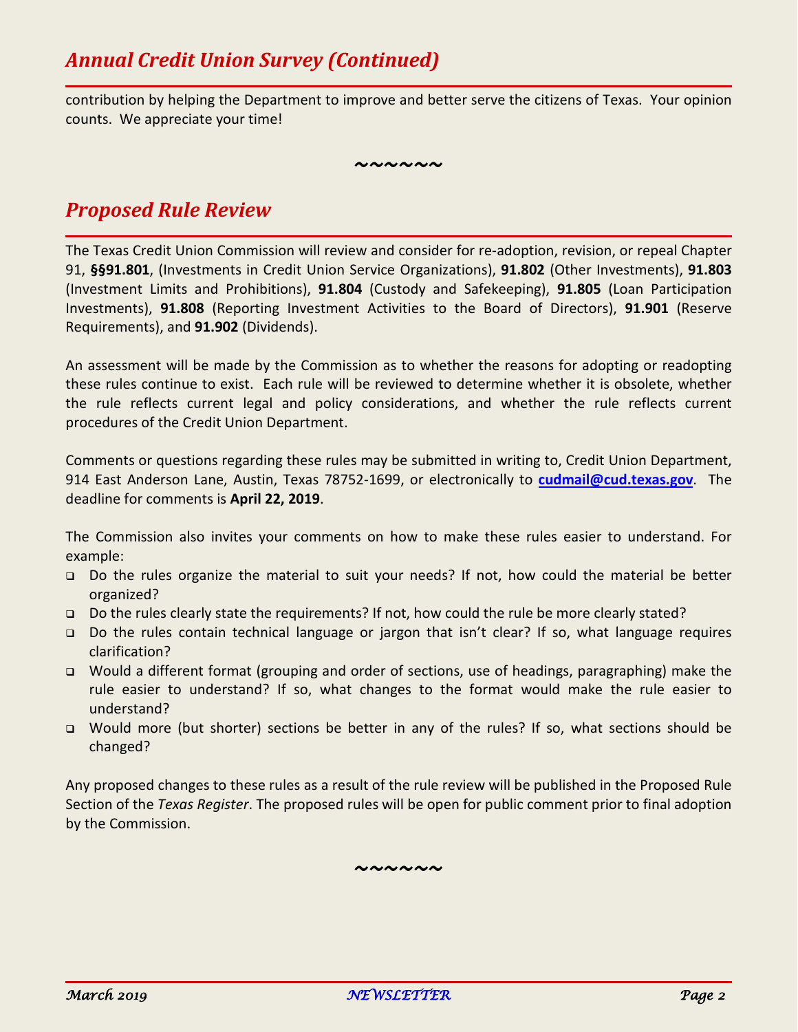## *Annual Credit Union Survey (Continued)*

contribution by helping the Department to improve and better serve the citizens of Texas. Your opinion counts. We appreciate your time!

~~~~~~

## *Proposed Rule Review*

The Texas Credit Union Commission will review and consider for re-adoption, revision, or repeal Chapter 91, **§§91.801**, (Investments in Credit Union Service Organizations), **91.802** (Other Investments), **91.803** (Investment Limits and Prohibitions), **91.804** (Custody and Safekeeping), **91.805** (Loan Participation Investments), **91.808** (Reporting Investment Activities to the Board of Directors), **91.901** (Reserve Requirements), and **91.902** (Dividends).

An assessment will be made by the Commission as to whether the reasons for adopting or readopting these rules continue to exist. Each rule will be reviewed to determine whether it is obsolete, whether the rule reflects current legal and policy considerations, and whether the rule reflects current procedures of the Credit Union Department.

Comments or questions regarding these rules may be submitted in writing to, Credit Union Department, 914 East Anderson Lane, Austin, Texas 78752-1699, or electronically to **cudmail@cud.texas.gov**. The deadline for comments is **April 22, 2019**.

The Commission also invites your comments on how to make these rules easier to understand. For example:

- Do the rules organize the material to suit your needs? If not, how could the material be better organized?
- Do the rules clearly state the requirements? If not, how could the rule be more clearly stated?
- Do the rules contain technical language or jargon that isn't clear? If so, what language requires clarification?
- Would a different format (grouping and order of sections, use of headings, paragraphing) make the rule easier to understand? If so, what changes to the format would make the rule easier to understand?
- Would more (but shorter) sections be better in any of the rules? If so, what sections should be changed?

Any proposed changes to these rules as a result of the rule review will be published in the Proposed Rule Section of the *Texas Register*. The proposed rules will be open for public comment prior to final adoption by the Commission.

~~~~~~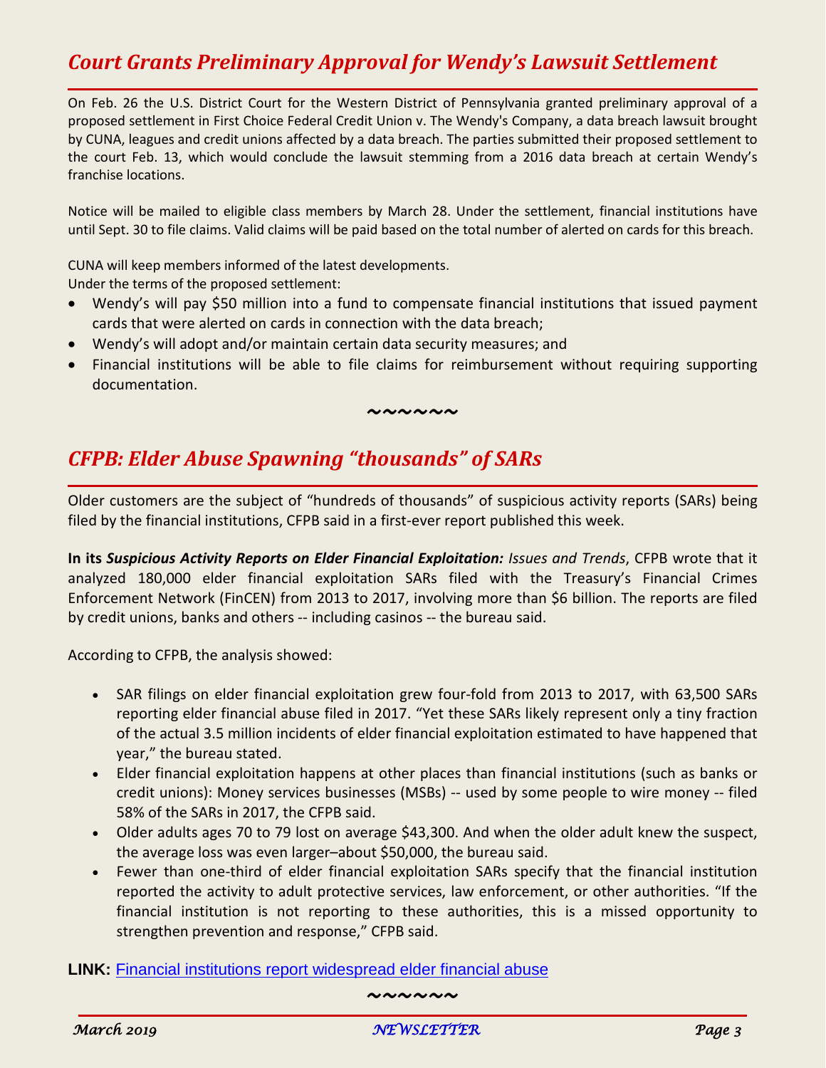## *Court Grants Preliminary Approval for Wendy's Lawsuit Settlement*

On Feb. 26 the U.S. District Court for the Western District of Pennsylvania granted preliminary approval of a proposed settlement in First Choice Federal Credit Union v. The Wendy's Company, a data breach lawsuit brought by CUNA, leagues and credit unions affected by a data breach. The parties submitted their proposed settlement to the court Feb. 13, which would conclude the lawsuit stemming from a 2016 data breach at certain Wendy's franchise locations.

Notice will be mailed to eligible class members by March 28. Under the settlement, financial institutions have until Sept. 30 to file claims. Valid claims will be paid based on the total number of alerted on cards for this breach.

CUNA will keep members informed of the latest developments.
Under the terms of the proposed settlement:

- Wendy's will pay $50 million into a fund to compensate financial institutions that issued payment cards that were alerted on cards in connection with the data breach;
- Wendy's will adopt and/or maintain certain data security measures; and
- Financial institutions will be able to file claims for reimbursement without requiring supporting documentation.

~~~~~~

## *CFPB: Elder Abuse Spawning "thousands" of SARs*

Older customers are the subject of "hundreds of thousands" of suspicious activity reports (SARs) being filed by the financial institutions, CFPB said in a first-ever report published this week.

**In its *Suspicious Activity Reports on Elder Financial Exploitation:*** *Issues and Trends*, CFPB wrote that it analyzed 180,000 elder financial exploitation SARs filed with the Treasury's Financial Crimes Enforcement Network (FinCEN) from 2013 to 2017, involving more than $6 billion. The reports are filed by credit unions, banks and others -- including casinos -- the bureau said.

According to CFPB, the analysis showed:

- SAR filings on elder financial exploitation grew four-fold from 2013 to 2017, with 63,500 SARs reporting elder financial abuse filed in 2017. "Yet these SARs likely represent only a tiny fraction of the actual 3.5 million incidents of elder financial exploitation estimated to have happened that year," the bureau stated.
- Elder financial exploitation happens at other places than financial institutions (such as banks or credit unions): Money services businesses (MSBs) -- used by some people to wire money -- filed 58% of the SARs in 2017, the CFPB said.
- Older adults ages 70 to 79 lost on average $43,300. And when the older adult knew the suspect, the average loss was even larger–about $50,000, the bureau said.
- Fewer than one-third of elder financial exploitation SARs specify that the financial institution reported the activity to adult protective services, law enforcement, or other authorities. "If the financial institution is not reporting to these authorities, this is a missed opportunity to strengthen prevention and response," CFPB said.

**LINK:** Financial institutions report widespread elder financial abuse

~~~~~~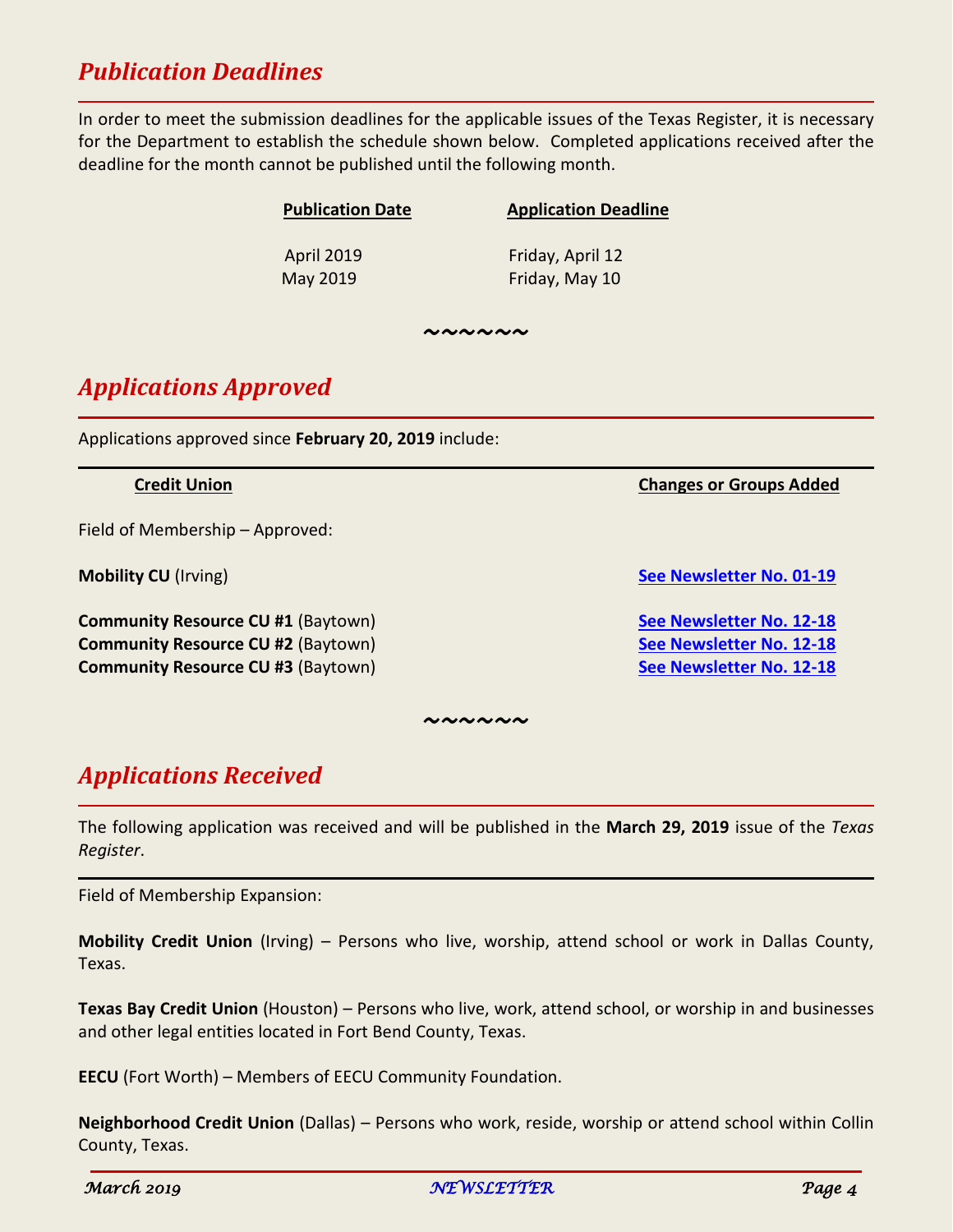## *Publication Deadlines*

In order to meet the submission deadlines for the applicable issues of the Texas Register, it is necessary for the Department to establish the schedule shown below. Completed applications received after the deadline for the month cannot be published until the following month.

| Publication Date | Application Deadline |
|---|---|
| April 2019 | Friday, April 12 |
| May 2019 | Friday, May 10 |

~~~~~~

## *Applications Approved*

Applications approved since **February 20, 2019** include:

| Credit Union | Changes or Groups Added |
|---|---|
| Field of Membership – Approved: | |
| **Mobility CU** (Irving) | See Newsletter No. 01-19 |
| **Community Resource CU #1** (Baytown) | See Newsletter No. 12-18 |
| **Community Resource CU #2** (Baytown) | See Newsletter No. 12-18 |
| **Community Resource CU #3** (Baytown) | See Newsletter No. 12-18 |

~~~~~~

## *Applications Received*

The following application was received and will be published in the **March 29, 2019** issue of the *Texas Register*.

Field of Membership Expansion:

**Mobility Credit Union** (Irving) – Persons who live, worship, attend school or work in Dallas County, Texas.

**Texas Bay Credit Union** (Houston) – Persons who live, work, attend school, or worship in and businesses and other legal entities located in Fort Bend County, Texas.

**EECU** (Fort Worth) – Members of EECU Community Foundation.

**Neighborhood Credit Union** (Dallas) – Persons who work, reside, worship or attend school within Collin County, Texas.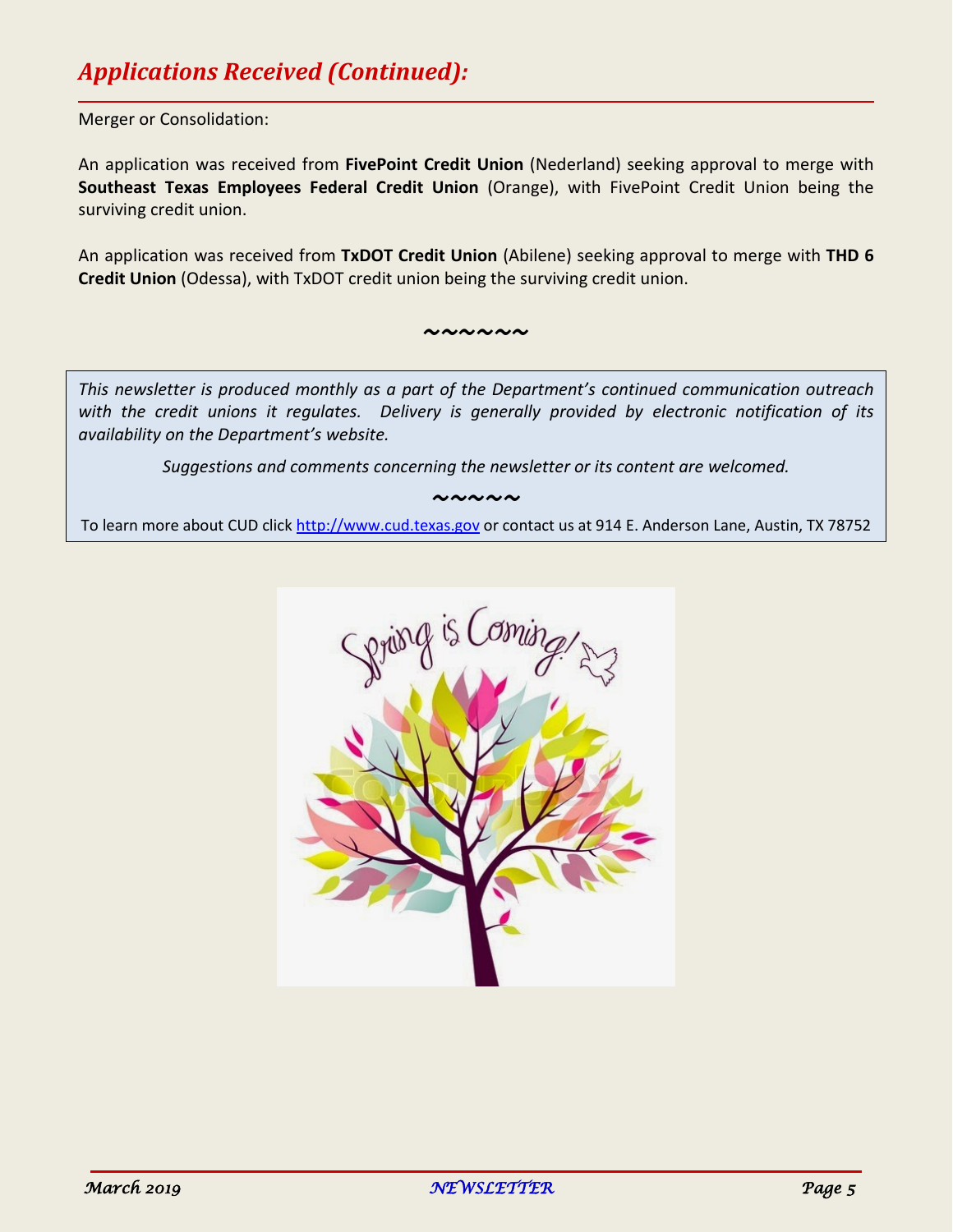## *Applications Received (Continued):*

Merger or Consolidation:

An application was received from **FivePoint Credit Union** (Nederland) seeking approval to merge with **Southeast Texas Employees Federal Credit Union** (Orange), with FivePoint Credit Union being the surviving credit union.

An application was received from **TxDOT Credit Union** (Abilene) seeking approval to merge with **THD 6 Credit Union** (Odessa), with TxDOT credit union being the surviving credit union.

~~~~~~

*This newsletter is produced monthly as a part of the Department's continued communication outreach with the credit unions it regulates. Delivery is generally provided by electronic notification of its availability on the Department's website.*

*Suggestions and comments concerning the newsletter or its content are welcomed.*

~~~~~

To learn more about CUD click http://www.cud.texas.gov or contact us at 914 E. Anderson Lane, Austin, TX 78752